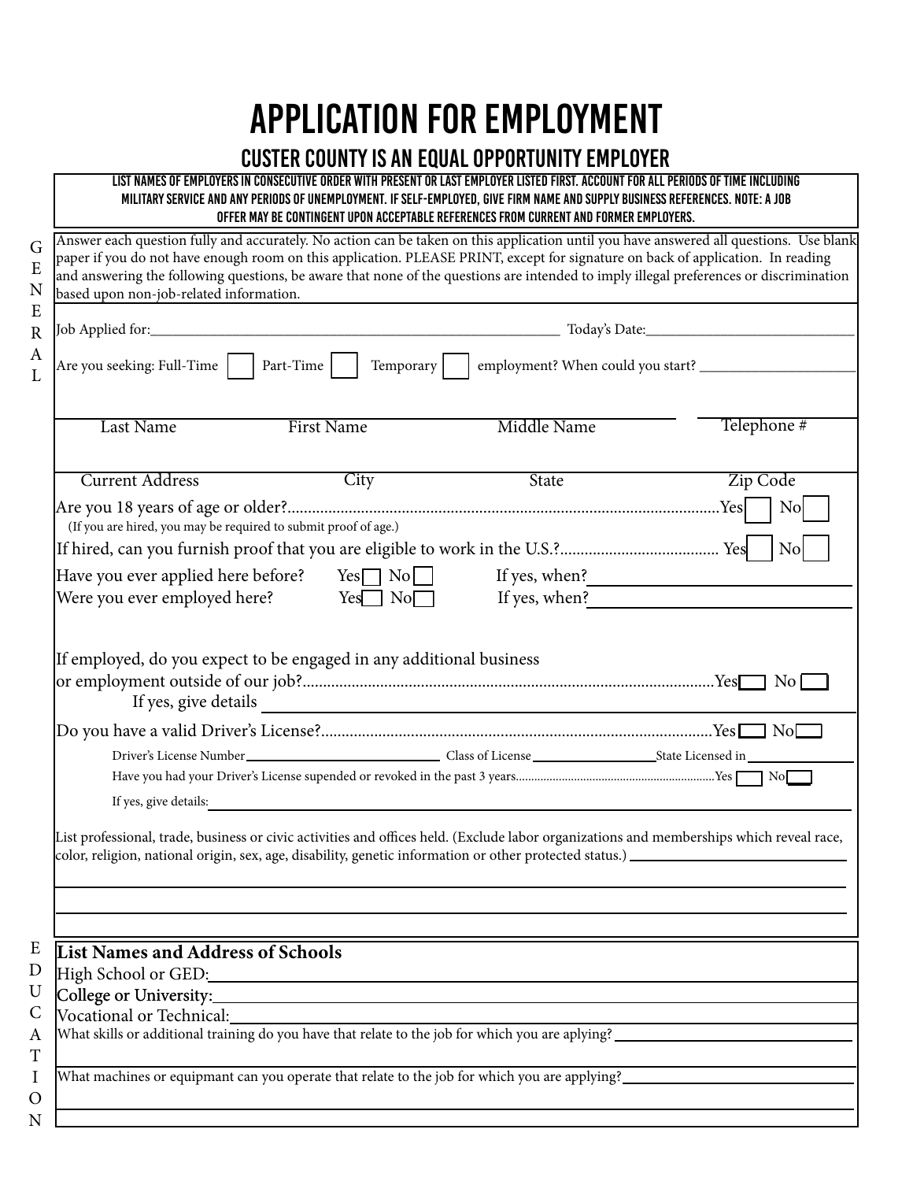# APPLICATION FOR EMPLOYMENT

## CUSTER COUNTY IS AN EQUAL OPPORTUNITY EMPLOYER

**LIST NAMES OF EMPLOYERS IN CONSECUTIVE ORDER WITH PRESENT OR LAST EMPLOYER LISTED FIRST. ACCOUNT FOR ALL PERIODS OF TIME INCLUDING MILITARY SERVICE AND ANY PERIODS OF UNEMPLOYMENT. IF SELF-EMPLOYED, GIVE FIRM NAME AND SUPPLY BUSINESS REFERENCES. NOTE: A JOB OFFER MAY BE CONTINGENT UPON ACCEPTABLE REFERENCES FROM CURRENT AND FORMER EMPLOYERS.**

### GENERAL

Answer each question fully and accurately. No action can be taken on this application until you have answered all questions. Use blank paper if you do not have enough room on this application. PLEASE PRINT, except for signature on back of application. In reading and answering the following questions, be aware that none of the questions are intended to imply illegal preferences or discrimination based upon non-job-related information.

Job Applied for:______________________________ Today's Date:______________________

Are you seeking: Full-Time ☐ Part-Time ☐ Temporary ☐ employment? When could you start? ______________

| Last Name | First Name | Middle Name | Telephone # |
|---|---|---|---|
| | | | |

| Current Address | City | State | Zip Code |
|---|---|---|---|
| | | | |

Are you 18 years of age or older?........................................Yes ☐ No ☐
(If you are hired, you may be required to submit proof of age.)

If hired, can you furnish proof that you are eligible to work in the U.S.?..................... Yes ☐ No ☐

Have you ever applied here before? Yes ☐ No ☐ If yes, when?______________

Were you ever employed here? Yes ☐ No ☐ If yes, when?______________

If employed, do you expect to be engaged in any additional business or employment outside of our job?........................................Yes ☐ No ☐

If yes, give details ______________________________

Do you have a valid Driver's License?........................................Yes ☐ No ☐

Driver's License Number______________ Class of License______________ State Licensed in______________

Have you had your Driver's License supended or revoked in the past 3 years........................Yes ☐ No ☐

If yes, give details:______________________________

List professional, trade, business or civic activities and offices held. (Exclude labor organizations and memberships which reveal race, color, religion, national origin, sex, age, disability, genetic information or other protected status.) ______________________________

______________________________

______________________________

### EDUCATION

**List Names and Address of Schools**

High School or GED:______________________________

College or University:______________________________

Vocational or Technical:______________________________

What skills or additional training do you have that relate to the job for which you are aplying? ______________________________

What machines or equipmant can you operate that relate to the job for which you are applying? ______________________________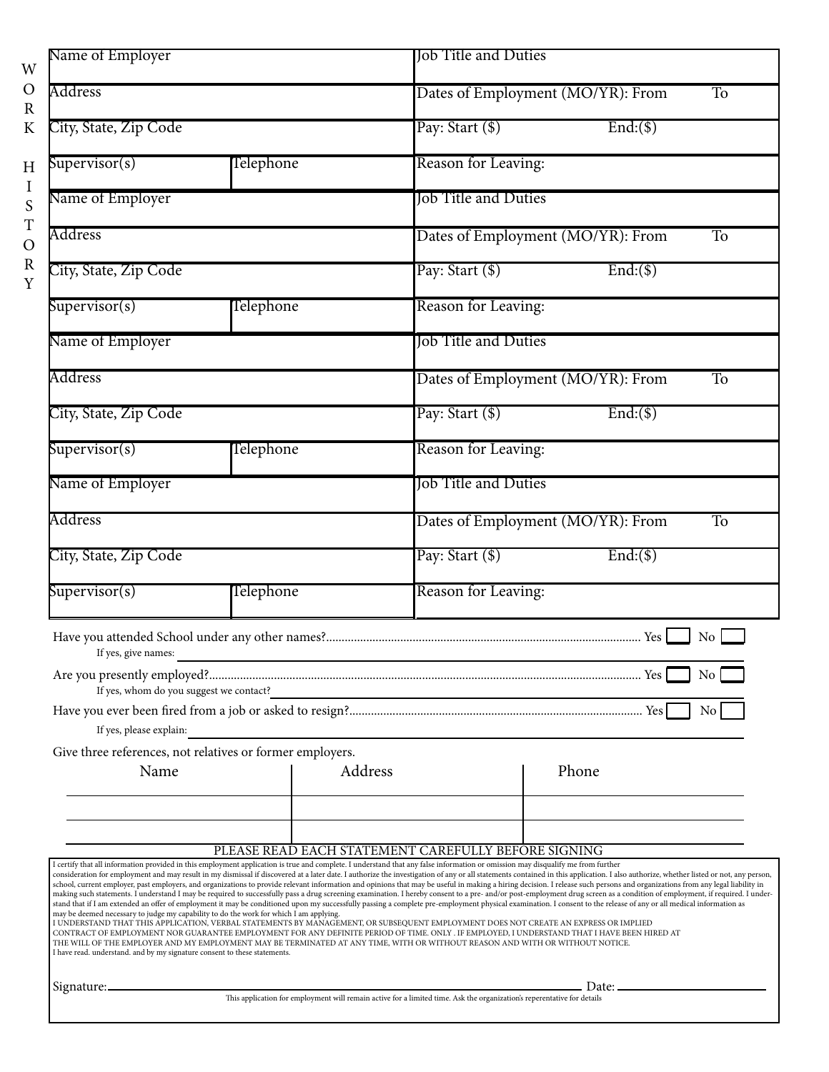## WORK HISTORY

| Name of Employer | | Job Title and Duties | |
|---|---|---|---|
| Address | | Dates of Employment (MO/YR): From | To |
| City, State, Zip Code | | Pay: Start ($) | End:($) |
| Supervisor(s) | Telephone | Reason for Leaving: | |

| Name of Employer | | Job Title and Duties | |
|---|---|---|---|
| Address | | Dates of Employment (MO/YR): From | To |
| City, State, Zip Code | | Pay: Start ($) | End:($) |
| Supervisor(s) | Telephone | Reason for Leaving: | |

| Name of Employer | | Job Title and Duties | |
|---|---|---|---|
| Address | | Dates of Employment (MO/YR): From | To |
| City, State, Zip Code | | Pay: Start ($) | End:($) |
| Supervisor(s) | Telephone | Reason for Leaving: | |

| Name of Employer | | Job Title and Duties | |
|---|---|---|---|
| Address | | Dates of Employment (MO/YR): From | To |
| City, State, Zip Code | | Pay: Start ($) | End:($) |
| Supervisor(s) | Telephone | Reason for Leaving: | |

Have you attended School under any other names?........................................................................................................ Yes ☐ No ☐

If yes, give names: ____________________________________________

Are you presently employed?........................................................................................................................................ Yes ☐ No ☐

If yes, whom do you suggest we contact? ____________________________________________

Have you ever been fired from a job or asked to resign?................................................................................................ Yes ☐ No ☐

If yes, please explain: ____________________________________________

Give three references, not relatives or former employers.

| Name | Address | Phone |
|---|---|---|
| | | |
| | | |
| | | |

PLEASE READ EACH STATEMENT CAREFULLY BEFORE SIGNING

I certify that all information provided in this employment application is true and complete. I understand that any false information or omission may disqualify me from further consideration for employment and may result in my dismissal if discovered at a later date. I authorize the investigation of any or all statements contained in this application. I also authorize, whether listed or not, any person, school, current employer, past employers, and organizations to provide relevant information and opinions that may be useful in making a hiring decision. I release such persons and organizations from any legal liability in making such statements. I understand I may be required to successfully pass a drug screening examination. I hereby consent to a pre- and/or post-employment drug screen as a condition of employment, if required. I understand that if I am extended an offer of employment it may be conditioned upon my successfully passing a complete pre-employment physical examination. I consent to the release of any or all medical information as may be deemed necessary to judge my capability to do the work for which I am applying.
I UNDERSTAND THAT THIS APPLICATION, VERBAL STATEMENTS BY MANAGEMENT, OR SUBSEQUENT EMPLOYMENT DOES NOT CREATE AN EXPRESS OR IMPLIED CONTRACT OF EMPLOYMENT NOR GUARANTEE EMPLOYMENT FOR ANY DEFINITE PERIOD OF TIME. ONLY . IF EMPLOYED, I UNDERSTAND THAT I HAVE BEEN HIRED AT THE WILL OF THE EMPLOYER AND MY EMPLOYMENT MAY BE TERMINATED AT ANY TIME, WITH OR WITHOUT REASON AND WITH OR WITHOUT NOTICE.
I have read. understand. and by my signature consent to these statements.

Signature: ____________________________________________ Date: ____________________

This application for employment will remain active for a limited time. Ask the organization's reperentative for details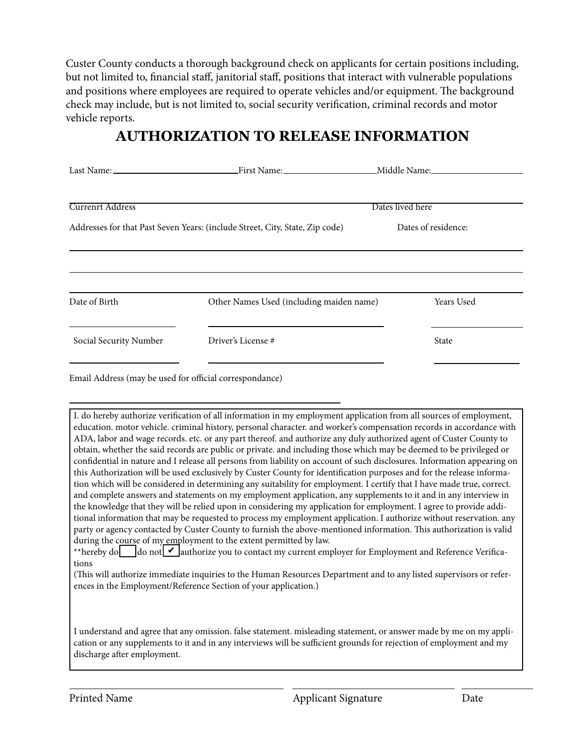Custer County conducts a thorough background check on applicants for certain positions including, but not limited to, financial staff, janitorial staff, positions that interact with vulnerable populations and positions where employees are required to operate vehicles and/or equipment. The background check may include, but is not limited to, social security verification, criminal records and motor vehicle reports.

# AUTHORIZATION TO RELEASE INFORMATION

Last Name: ______________________ First Name: __________________ Middle Name: __________________

Currenrt Address ______________________________________________ Dates lived here

Addresses for that Past Seven Years: (include Street, City, State, Zip code) Dates of residence:

______________________________________________________________________

______________________________________________________________________

______________________________________________________________________

Date of Birth ______________ Other Names Used (including maiden name) ______________________ Years Used ______________

Social Security Number ______________ Driver's License # ______________________ State ______________

Email Address (may be used for official correspondance)

______________________________________

I. do hereby authorize verification of all information in my employment application from all sources of employment, education. motor vehicle. criminal history, personal character. and worker's compensation records in accordance with ADA, labor and wage records. etc. or any part thereof. and authorize any duly authorized agent of Custer County to obtain, whether the said records are public or private. and including those which may be deemed to be privileged or confidential in nature and I release all persons from liability on account of such disclosures. Information appearing on this Authorization will be used exclusively by Custer County for identification purposes and for the release information which will be considered in determining any suitability for employment. I certify that I have made true, correct. and complete answers and statements on my employment application, any supplements to it and in any interview in the knowledge that they will be relied upon in considering my application for employment. I agree to provide additional information that may be requested to process my employment application. I authorize without reservation. any party or agency contacted by Custer County to furnish the above-mentioned information. This authorization is valid during the course of my employment to the extent permitted by law.

**hereby do ☐ do not ☑ authorize you to contact my current employer for Employment and Reference Verifications

(This will authorize immediate inquiries to the Human Resources Department and to any listed supervisors or references in the Employment/Reference Section of your application.)

I understand and agree that any omission. false statement. misleading statement, or answer made by me on my application or any supplements to it and in any interviews will be sufficient grounds for rejection of employment and my discharge after employment.

______________________ ______________________ ______________

Printed Name Applicant Signature Date